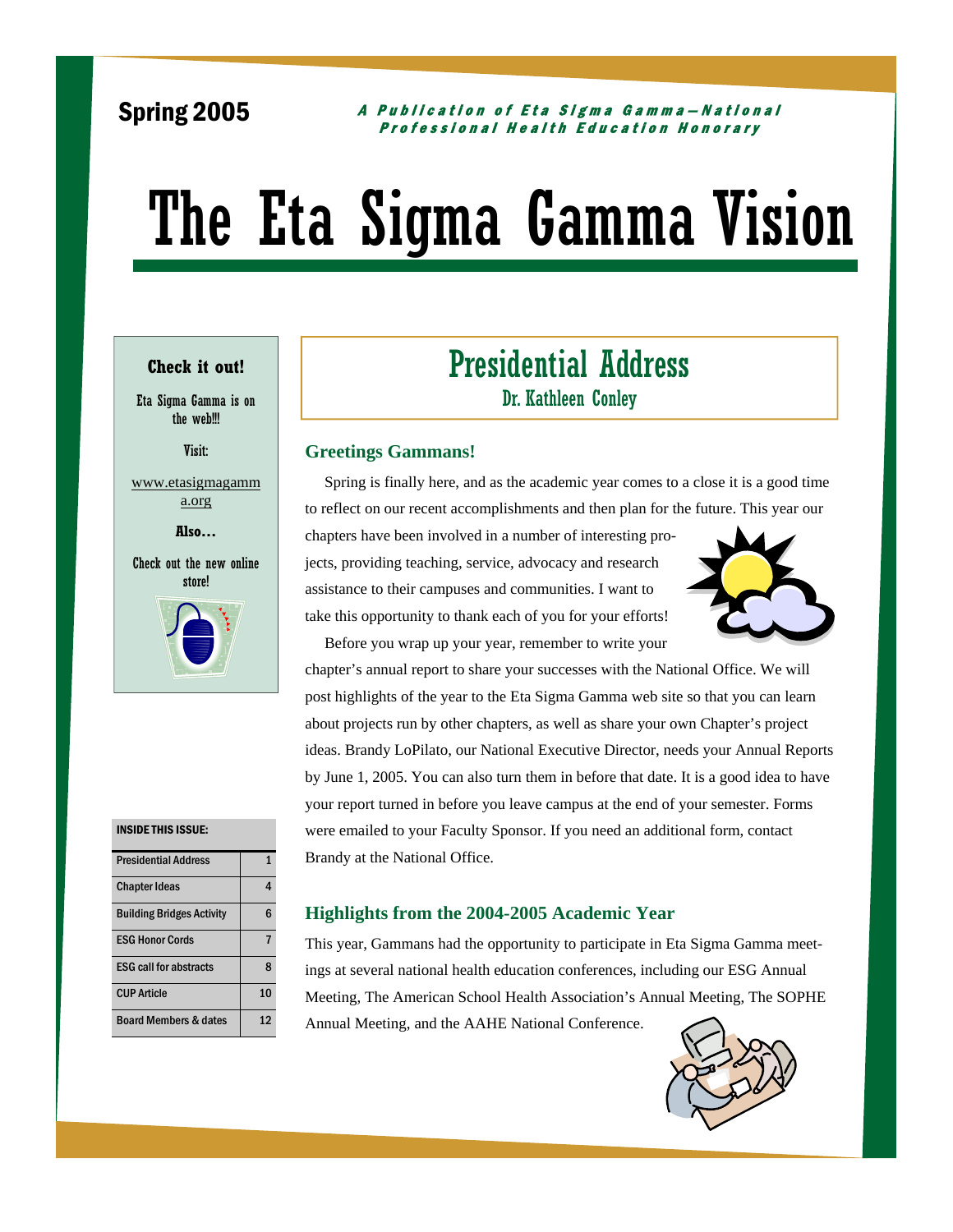Spring 2005

*A Publication of Eta Sigma Gamma—National Professional Health Education Honorary*

# The Eta Sigma Gamma Vision

**Check it out!**

Eta Sigma Gamma is on the web!!!

Visit:

www.etasigmagamma.org

**Also…**

Check out the new online store!

| INSIDE THIS ISSUE: | |
|---|---|
| Presidential Address | 1 |
| Chapter Ideas | 4 |
| Building Bridges Activity | 6 |
| ESG Honor Cords | 7 |
| ESG call for abstracts | 8 |
| CUP Article | 10 |
| Board Members & dates | 12 |

## Presidential Address

### Dr. Kathleen Conley

### Greetings Gammans!

Spring is finally here, and as the academic year comes to a close it is a good time to reflect on our recent accomplishments and then plan for the future. This year our chapters have been involved in a number of interesting projects, providing teaching, service, advocacy and research assistance to their campuses and communities. I want to take this opportunity to thank each of you for your efforts!

Before you wrap up your year, remember to write your chapter's annual report to share your successes with the National Office. We will post highlights of the year to the Eta Sigma Gamma web site so that you can learn about projects run by other chapters, as well as share your own Chapter's project ideas. Brandy LoPilato, our National Executive Director, needs your Annual Reports by June 1, 2005. You can also turn them in before that date. It is a good idea to have your report turned in before you leave campus at the end of your semester. Forms were emailed to your Faculty Sponsor. If you need an additional form, contact Brandy at the National Office.

### Highlights from the 2004-2005 Academic Year

This year, Gammans had the opportunity to participate in Eta Sigma Gamma meetings at several national health education conferences, including our ESG Annual Meeting, The American School Health Association's Annual Meeting, The SOPHE Annual Meeting, and the AAHE National Conference.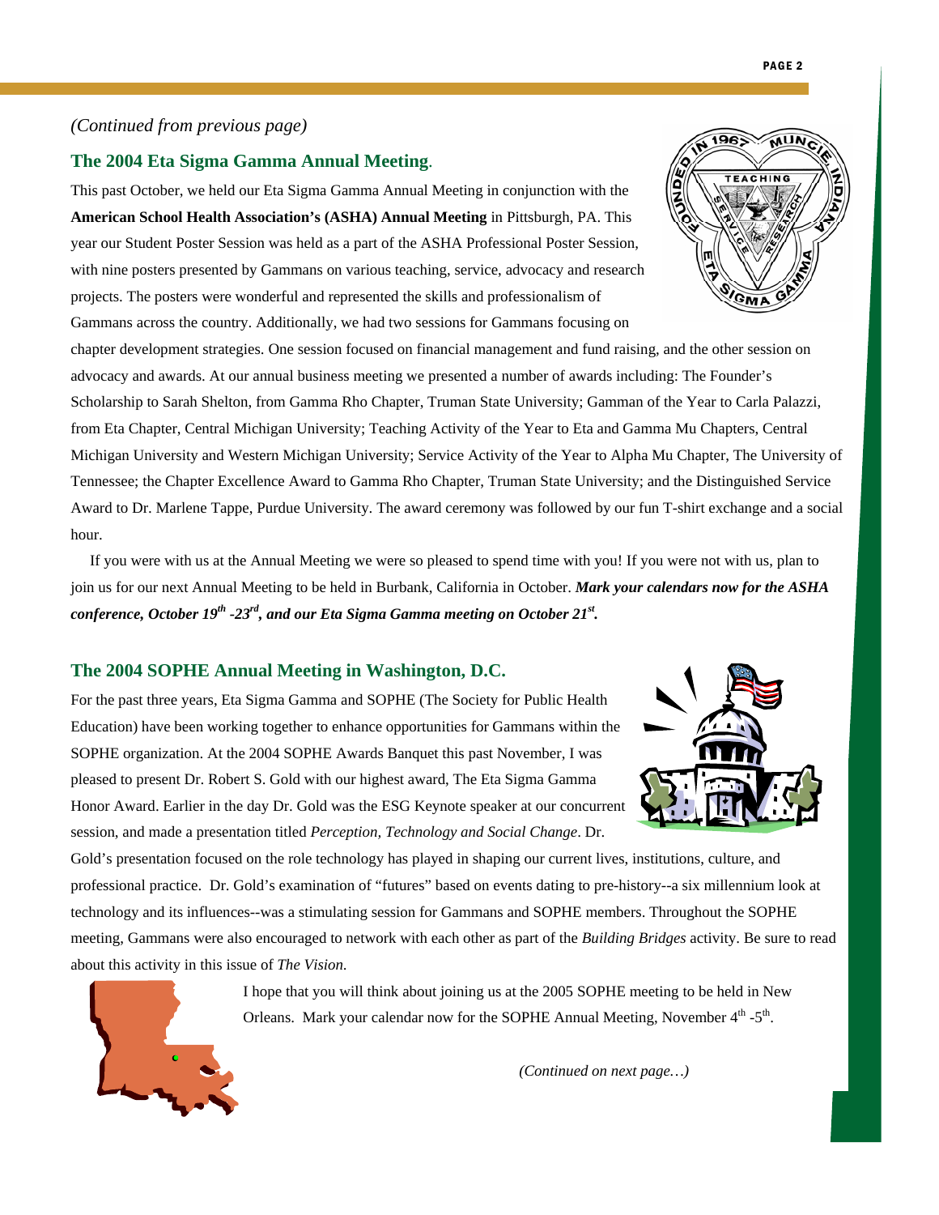*(Continued from previous page)*

## The 2004 Eta Sigma Gamma Annual Meeting.

This past October, we held our Eta Sigma Gamma Annual Meeting in conjunction with the **American School Health Association's (ASHA) Annual Meeting** in Pittsburgh, PA. This year our Student Poster Session was held as a part of the ASHA Professional Poster Session, with nine posters presented by Gammans on various teaching, service, advocacy and research projects. The posters were wonderful and represented the skills and professionalism of Gammans across the country. Additionally, we had two sessions for Gammans focusing on chapter development strategies. One session focused on financial management and fund raising, and the other session on advocacy and awards. At our annual business meeting we presented a number of awards including: The Founder's Scholarship to Sarah Shelton, from Gamma Rho Chapter, Truman State University; Gamman of the Year to Carla Palazzi, from Eta Chapter, Central Michigan University; Teaching Activity of the Year to Eta and Gamma Mu Chapters, Central Michigan University and Western Michigan University; Service Activity of the Year to Alpha Mu Chapter, The University of Tennessee; the Chapter Excellence Award to Gamma Rho Chapter, Truman State University; and the Distinguished Service Award to Dr. Marlene Tappe, Purdue University. The award ceremony was followed by our fun T-shirt exchange and a social hour.

If you were with us at the Annual Meeting we were so pleased to spend time with you! If you were not with us, plan to join us for our next Annual Meeting to be held in Burbank, California in October. ***Mark your calendars now for the ASHA conference, October 19th -23rd, and our Eta Sigma Gamma meeting on October 21st.***

## The 2004 SOPHE Annual Meeting in Washington, D.C.

For the past three years, Eta Sigma Gamma and SOPHE (The Society for Public Health Education) have been working together to enhance opportunities for Gammans within the SOPHE organization. At the 2004 SOPHE Awards Banquet this past November, I was pleased to present Dr. Robert S. Gold with our highest award, The Eta Sigma Gamma Honor Award. Earlier in the day Dr. Gold was the ESG Keynote speaker at our concurrent session, and made a presentation titled *Perception, Technology and Social Change*. Dr. Gold's presentation focused on the role technology has played in shaping our current lives, institutions, culture, and professional practice. Dr. Gold's examination of "futures" based on events dating to pre-history--a six millennium look at technology and its influences--was a stimulating session for Gammans and SOPHE members. Throughout the SOPHE meeting, Gammans were also encouraged to network with each other as part of the *Building Bridges* activity. Be sure to read about this activity in this issue of *The Vision.*

I hope that you will think about joining us at the 2005 SOPHE meeting to be held in New Orleans. Mark your calendar now for the SOPHE Annual Meeting, November 4th -5th.

*(Continued on next page…)*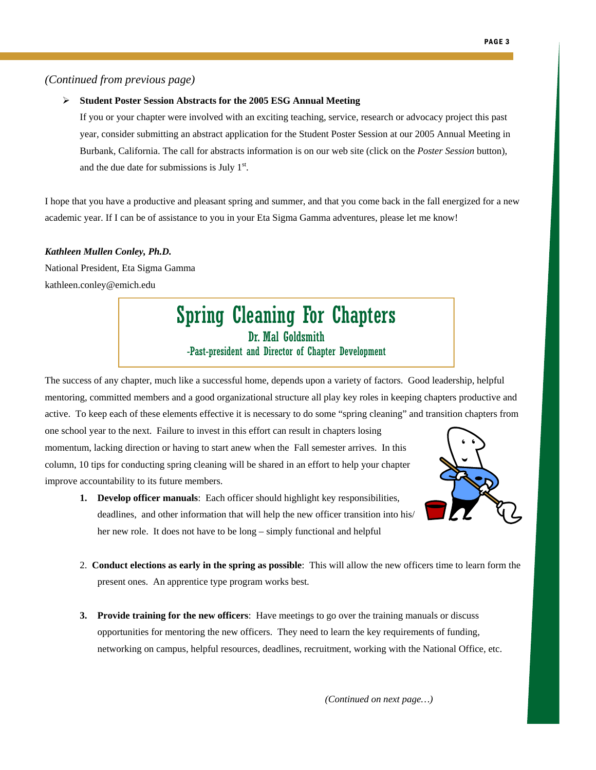*(Continued from previous page)*

- **Student Poster Session Abstracts for the 2005 ESG Annual Meeting**
  If you or your chapter were involved with an exciting teaching, service, research or advocacy project this past year, consider submitting an abstract application for the Student Poster Session at our 2005 Annual Meeting in Burbank, California. The call for abstracts information is on our web site (click on the *Poster Session* button), and the due date for submissions is July 1st.

I hope that you have a productive and pleasant spring and summer, and that you come back in the fall energized for a new academic year. If I can be of assistance to you in your Eta Sigma Gamma adventures, please let me know!

***Kathleen Mullen Conley, Ph.D.***
National President, Eta Sigma Gamma
kathleen.conley@emich.edu

## Spring Cleaning For Chapters

**Dr. Mal Goldsmith**
-Past-president and Director of Chapter Development

The success of any chapter, much like a successful home, depends upon a variety of factors. Good leadership, helpful mentoring, committed members and a good organizational structure all play key roles in keeping chapters productive and active. To keep each of these elements effective it is necessary to do some "spring cleaning" and transition chapters from one school year to the next. Failure to invest in this effort can result in chapters losing momentum, lacking direction or having to start anew when the Fall semester arrives. In this column, 10 tips for conducting spring cleaning will be shared in an effort to help your chapter improve accountability to its future members.

1. **Develop officer manuals**: Each officer should highlight key responsibilities, deadlines, and other information that will help the new officer transition into his/her new role. It does not have to be long – simply functional and helpful

2. **Conduct elections as early in the spring as possible**: This will allow the new officers time to learn form the present ones. An apprentice type program works best.

3. **Provide training for the new officers**: Have meetings to go over the training manuals or discuss opportunities for mentoring the new officers. They need to learn the key requirements of funding, networking on campus, helpful resources, deadlines, recruitment, working with the National Office, etc.

*(Continued on next page…)*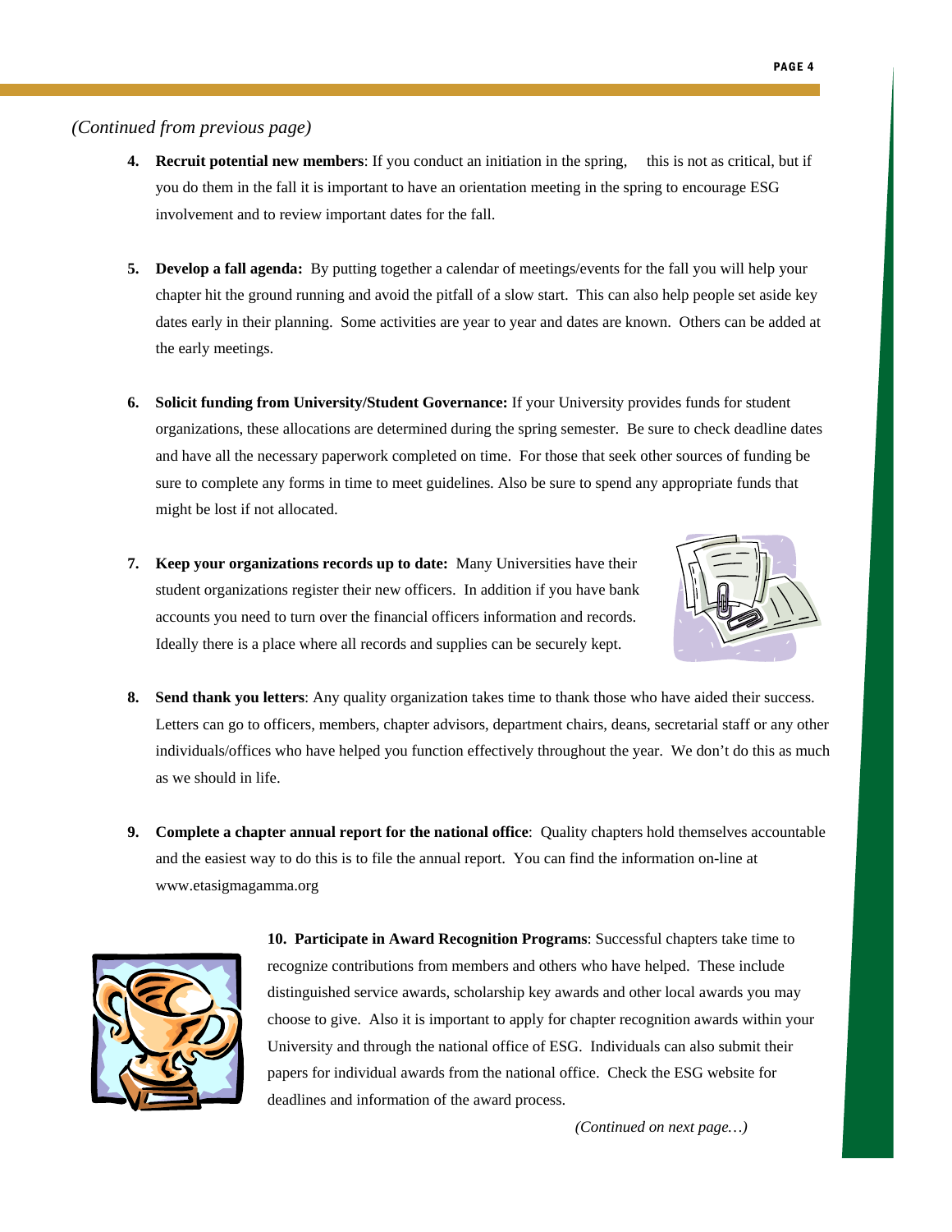*(Continued from previous page)*

4. **Recruit potential new members**: If you conduct an initiation in the spring, this is not as critical, but if you do them in the fall it is important to have an orientation meeting in the spring to encourage ESG involvement and to review important dates for the fall.

5. **Develop a fall agenda:** By putting together a calendar of meetings/events for the fall you will help your chapter hit the ground running and avoid the pitfall of a slow start. This can also help people set aside key dates early in their planning. Some activities are year to year and dates are known. Others can be added at the early meetings.

6. **Solicit funding from University/Student Governance:** If your University provides funds for student organizations, these allocations are determined during the spring semester. Be sure to check deadline dates and have all the necessary paperwork completed on time. For those that seek other sources of funding be sure to complete any forms in time to meet guidelines. Also be sure to spend any appropriate funds that might be lost if not allocated.

7. **Keep your organizations records up to date:** Many Universities have their student organizations register their new officers. In addition if you have bank accounts you need to turn over the financial officers information and records. Ideally there is a place where all records and supplies can be securely kept.

8. **Send thank you letters**: Any quality organization takes time to thank those who have aided their success. Letters can go to officers, members, chapter advisors, department chairs, deans, secretarial staff or any other individuals/offices who have helped you function effectively throughout the year. We don't do this as much as we should in life.

9. **Complete a chapter annual report for the national office**: Quality chapters hold themselves accountable and the easiest way to do this is to file the annual report. You can find the information on-line at www.etasigmagamma.org

10. **Participate in Award Recognition Programs**: Successful chapters take time to recognize contributions from members and others who have helped. These include distinguished service awards, scholarship key awards and other local awards you may choose to give. Also it is important to apply for chapter recognition awards within your University and through the national office of ESG. Individuals can also submit their papers for individual awards from the national office. Check the ESG website for deadlines and information of the award process.

*(Continued on next page…)*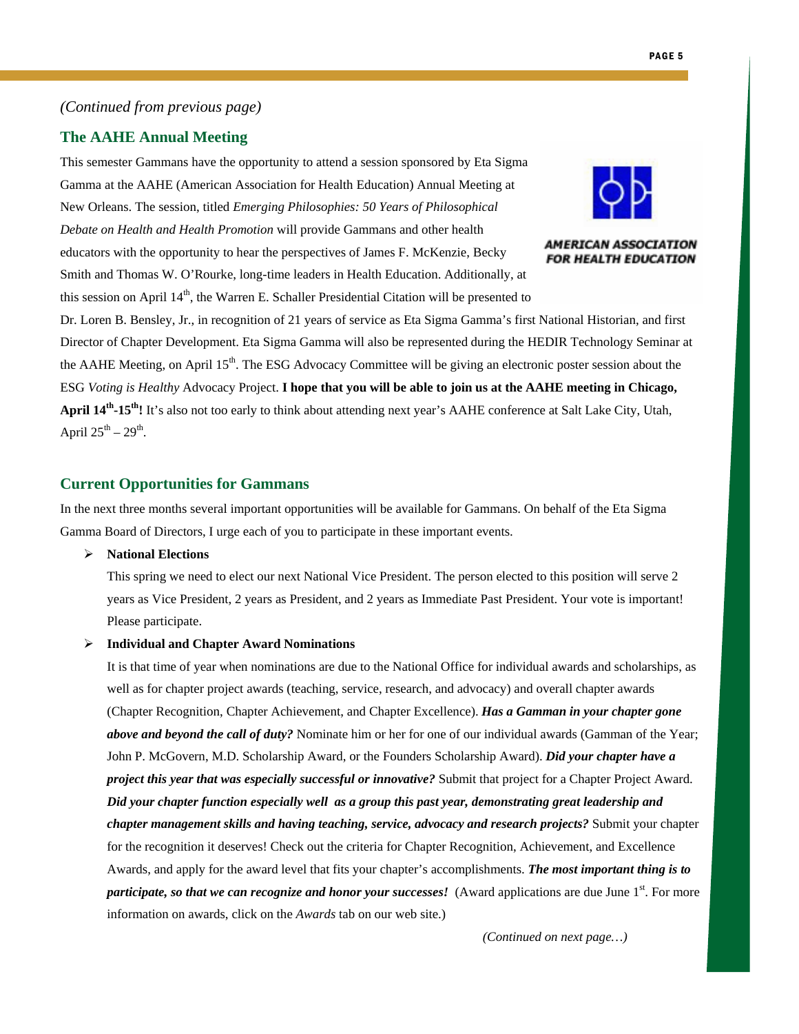*(Continued from previous page)*

## The AAHE Annual Meeting

This semester Gammans have the opportunity to attend a session sponsored by Eta Sigma Gamma at the AAHE (American Association for Health Education) Annual Meeting at New Orleans. The session, titled *Emerging Philosophies: 50 Years of Philosophical Debate on Health and Health Promotion* will provide Gammans and other health educators with the opportunity to hear the perspectives of James F. McKenzie, Becky Smith and Thomas W. O'Rourke, long-time leaders in Health Education. Additionally, at this session on April 14th, the Warren E. Schaller Presidential Citation will be presented to Dr. Loren B. Bensley, Jr., in recognition of 21 years of service as Eta Sigma Gamma's first National Historian, and first Director of Chapter Development. Eta Sigma Gamma will also be represented during the HEDIR Technology Seminar at the AAHE Meeting, on April 15th. The ESG Advocacy Committee will be giving an electronic poster session about the ESG *Voting is Healthy* Advocacy Project. **I hope that you will be able to join us at the AAHE meeting in Chicago, April 14th-15th!** It's also not too early to think about attending next year's AAHE conference at Salt Lake City, Utah, April 25th – 29th.

AMERICAN ASSOCIATION FOR HEALTH EDUCATION

## Current Opportunities for Gammans

In the next three months several important opportunities will be available for Gammans. On behalf of the Eta Sigma Gamma Board of Directors, I urge each of you to participate in these important events.

- **National Elections**

  This spring we need to elect our next National Vice President. The person elected to this position will serve 2 years as Vice President, 2 years as President, and 2 years as Immediate Past President. Your vote is important! Please participate.

- **Individual and Chapter Award Nominations**

  It is that time of year when nominations are due to the National Office for individual awards and scholarships, as well as for chapter project awards (teaching, service, research, and advocacy) and overall chapter awards (Chapter Recognition, Chapter Achievement, and Chapter Excellence). ***Has a Gamman in your chapter gone above and beyond the call of duty?*** Nominate him or her for one of our individual awards (Gamman of the Year; John P. McGovern, M.D. Scholarship Award, or the Founders Scholarship Award). ***Did your chapter have a project this year that was especially successful or innovative?*** Submit that project for a Chapter Project Award. ***Did your chapter function especially well as a group this past year, demonstrating great leadership and chapter management skills and having teaching, service, advocacy and research projects?*** Submit your chapter for the recognition it deserves! Check out the criteria for Chapter Recognition, Achievement, and Excellence Awards, and apply for the award level that fits your chapter's accomplishments. ***The most important thing is to participate, so that we can recognize and honor your successes!*** (Award applications are due June 1st. For more information on awards, click on the *Awards* tab on our web site.)

*(Continued on next page…)*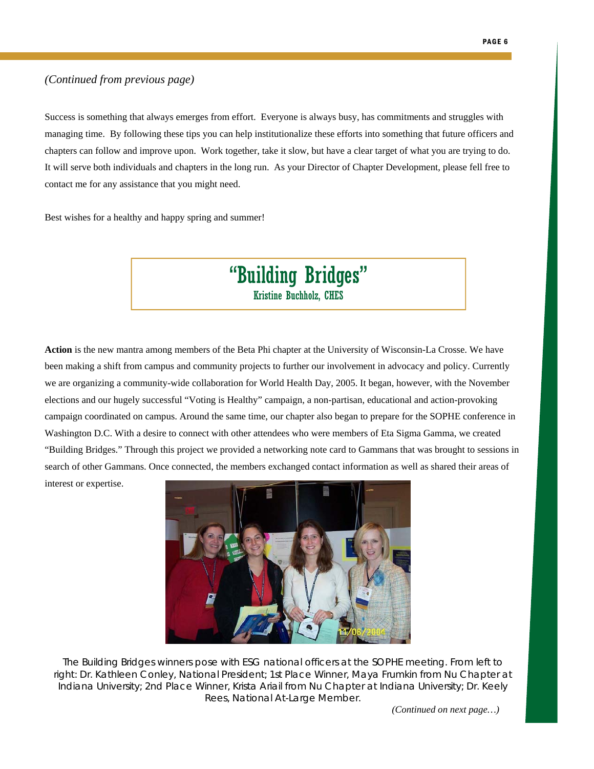*(Continued from previous page)*

Success is something that always emerges from effort. Everyone is always busy, has commitments and struggles with managing time. By following these tips you can help institutionalize these efforts into something that future officers and chapters can follow and improve upon. Work together, take it slow, but have a clear target of what you are trying to do. It will serve both individuals and chapters in the long run. As your Director of Chapter Development, please fell free to contact me for any assistance that you might need.

Best wishes for a healthy and happy spring and summer!

## "Building Bridges"

**Kristine Buchholz, CHES**

**Action** is the new mantra among members of the Beta Phi chapter at the University of Wisconsin-La Crosse. We have been making a shift from campus and community projects to further our involvement in advocacy and policy. Currently we are organizing a community-wide collaboration for World Health Day, 2005. It began, however, with the November elections and our hugely successful "Voting is Healthy" campaign, a non-partisan, educational and action-provoking campaign coordinated on campus. Around the same time, our chapter also began to prepare for the SOPHE conference in Washington D.C. With a desire to connect with other attendees who were members of Eta Sigma Gamma, we created "Building Bridges." Through this project we provided a networking note card to Gammans that was brought to sessions in search of other Gammans. Once connected, the members exchanged contact information as well as shared their areas of interest or expertise.

The Building Bridges winners pose with ESG national officers at the SOPHE meeting. From left to right: Dr. Kathleen Conley, National President; 1st Place Winner, Maya Frumkin from Nu Chapter at Indiana University; 2nd Place Winner, Krista Ariail from Nu Chapter at Indiana University; Dr. Keely Rees, National At-Large Member.

*(Continued on next page…)*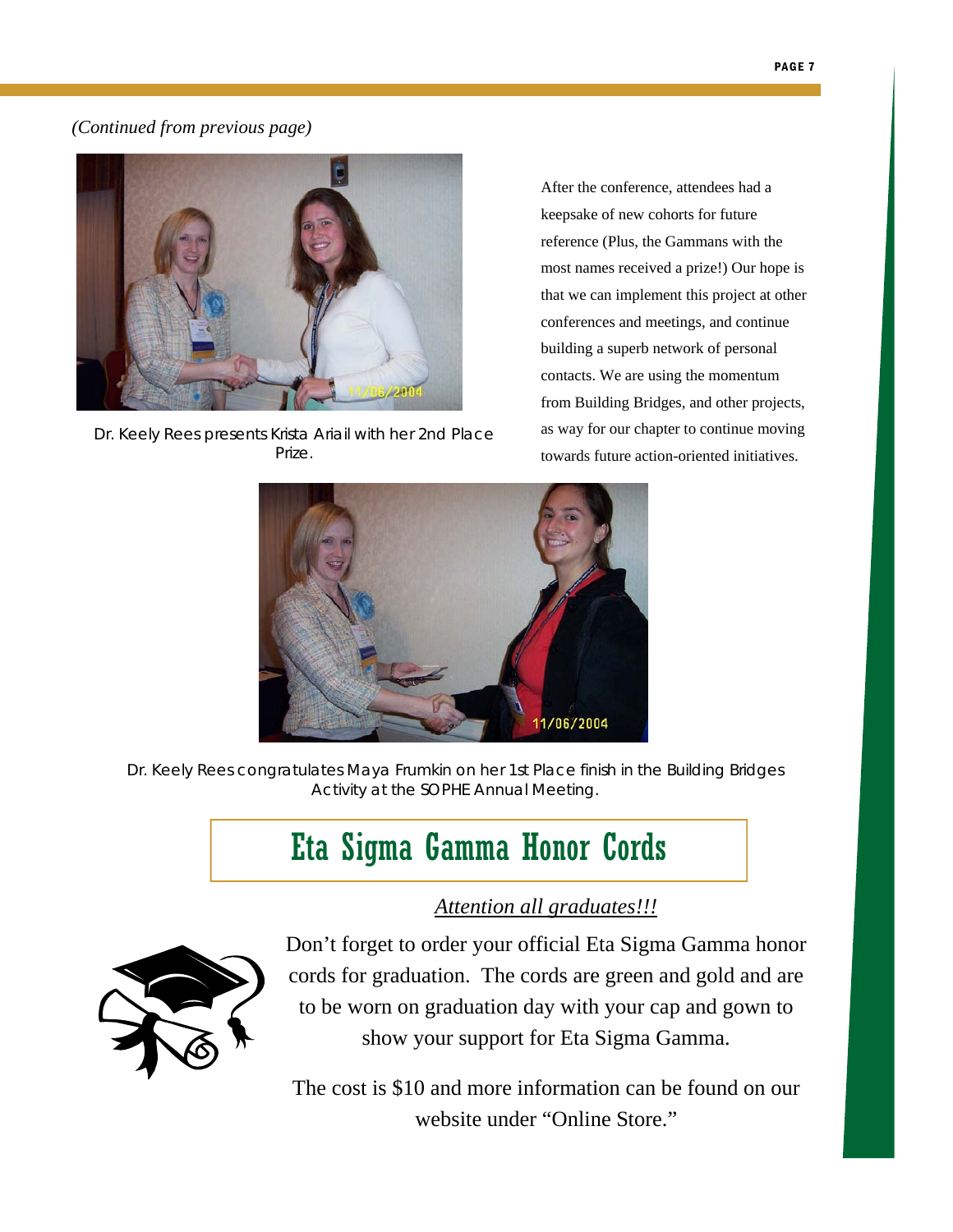*(Continued from previous page)*

Dr. Keely Rees presents Krista Ariail with her 2nd Place Prize.

After the conference, attendees had a keepsake of new cohorts for future reference (Plus, the Gammans with the most names received a prize!) Our hope is that we can implement this project at other conferences and meetings, and continue building a superb network of personal contacts. We are using the momentum from Building Bridges, and other projects, as way for our chapter to continue moving towards future action-oriented initiatives.

Dr. Keely Rees congratulates Maya Frumkin on her 1st Place finish in the Building Bridges Activity at the SOPHE Annual Meeting.

## Eta Sigma Gamma Honor Cords

*Attention all graduates!!!*

Don't forget to order your official Eta Sigma Gamma honor cords for graduation. The cords are green and gold and are to be worn on graduation day with your cap and gown to show your support for Eta Sigma Gamma.

The cost is $10 and more information can be found on our website under "Online Store."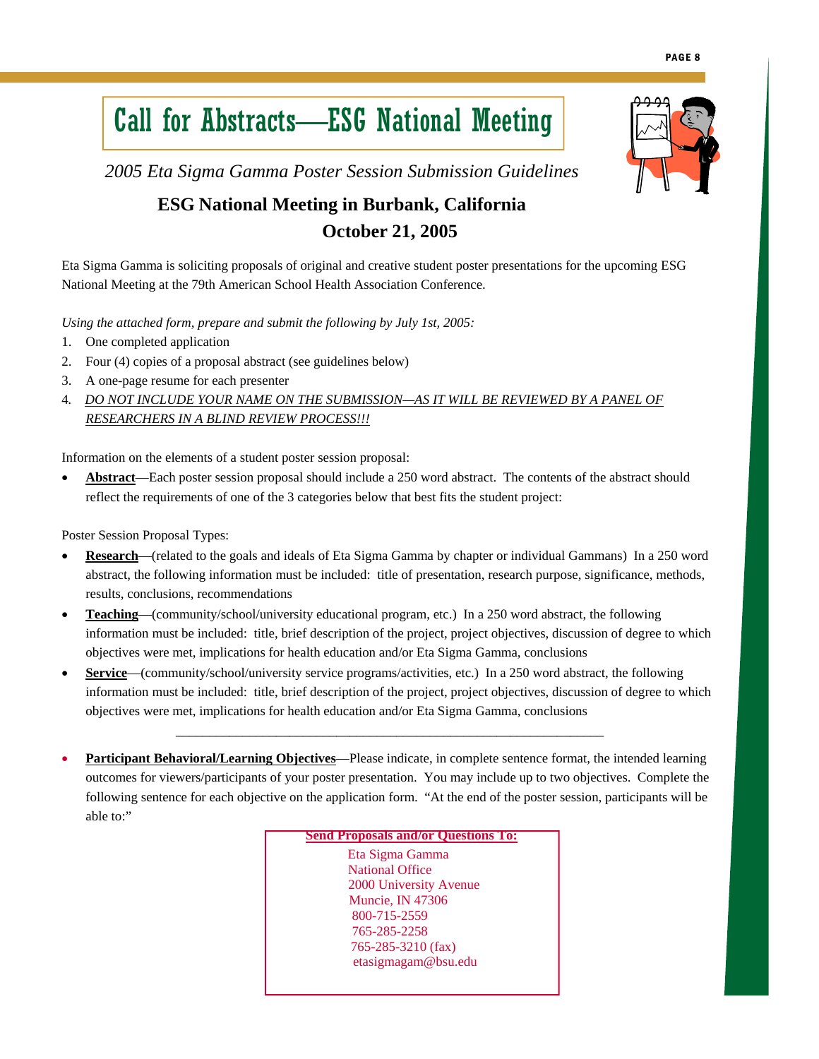# Call for Abstracts—ESG National Meeting

*2005 Eta Sigma Gamma Poster Session Submission Guidelines*

## ESG National Meeting in Burbank, California
## October 21, 2005

Eta Sigma Gamma is soliciting proposals of original and creative student poster presentations for the upcoming ESG National Meeting at the 79th American School Health Association Conference.

*Using the attached form, prepare and submit the following by July 1st, 2005:*

1. One completed application
2. Four (4) copies of a proposal abstract (see guidelines below)
3. A one-page resume for each presenter
4. *DO NOT INCLUDE YOUR NAME ON THE SUBMISSION—AS IT WILL BE REVIEWED BY A PANEL OF RESEARCHERS IN A BLIND REVIEW PROCESS!!!*

Information on the elements of a student poster session proposal:

- **Abstract**—Each poster session proposal should include a 250 word abstract. The contents of the abstract should reflect the requirements of one of the 3 categories below that best fits the student project:

Poster Session Proposal Types:

- **Research**—(related to the goals and ideals of Eta Sigma Gamma by chapter or individual Gammans) In a 250 word abstract, the following information must be included: title of presentation, research purpose, significance, methods, results, conclusions, recommendations
- **Teaching**—(community/school/university educational program, etc.) In a 250 word abstract, the following information must be included: title, brief description of the project, project objectives, discussion of degree to which objectives were met, implications for health education and/or Eta Sigma Gamma, conclusions
- **Service**—(community/school/university service programs/activities, etc.) In a 250 word abstract, the following information must be included: title, brief description of the project, project objectives, discussion of degree to which objectives were met, implications for health education and/or Eta Sigma Gamma, conclusions

---

- **Participant Behavioral/Learning Objectives**—Please indicate, in complete sentence format, the intended learning outcomes for viewers/participants of your poster presentation. You may include up to two objectives. Complete the following sentence for each objective on the application form. "At the end of the poster session, participants will be able to:"

**Send Proposals and/or Questions To:**

Eta Sigma Gamma
National Office
2000 University Avenue
Muncie, IN 47306
800-715-2559
765-285-2258
765-285-3210 (fax)
etasigmagam@bsu.edu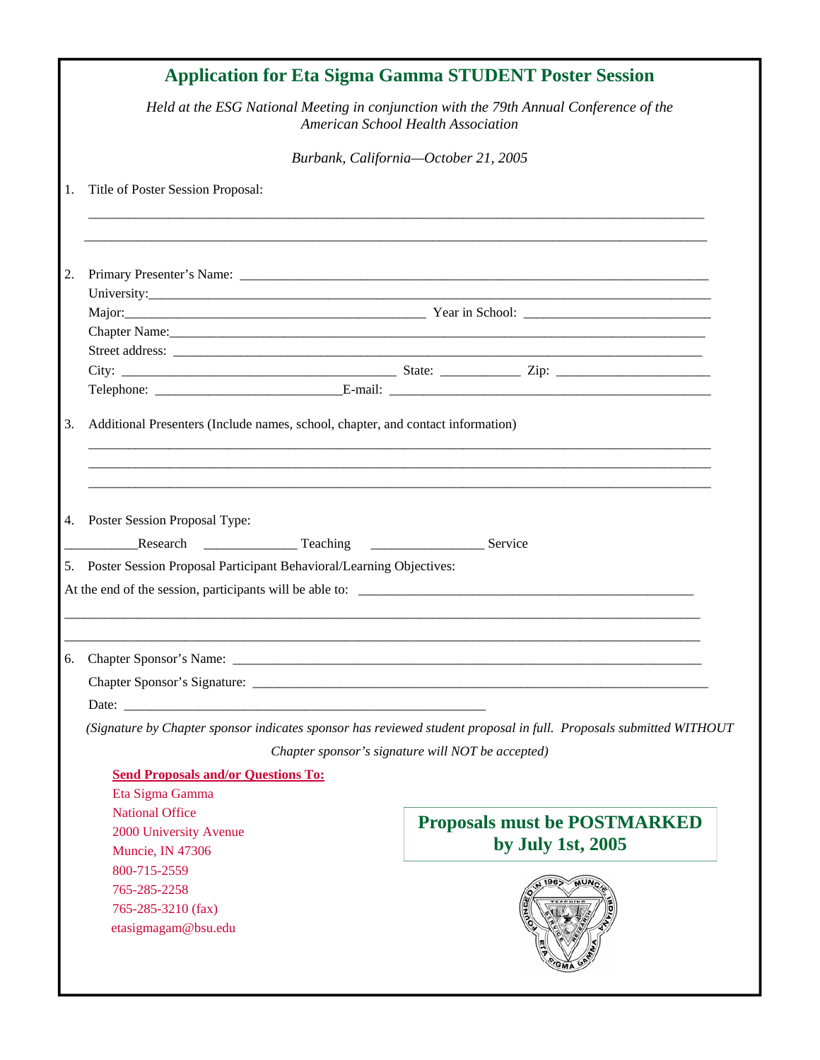# Application for Eta Sigma Gamma STUDENT Poster Session

*Held at the ESG National Meeting in conjunction with the 79th Annual Conference of the American School Health Association*

*Burbank, California—October 21, 2005*

1. Title of Poster Session Proposal:

_______________________________________________________________________________

_______________________________________________________________________________

2. Primary Presenter's Name: _______________________________________________

   University: _______________________________________________

   Major: ______________________________ Year in School: __________________

   Chapter Name: _______________________________________________

   Street address: _______________________________________________

   City: ____________________________ State: __________ Zip: ________________

   Telephone: ____________________ E-mail: ________________________________

3. Additional Presenters (Include names, school, chapter, and contact information)

   _______________________________________________________________________________

   _______________________________________________________________________________

   _______________________________________________________________________________

4. Poster Session Proposal Type:

__________Research ____________ Teaching ______________ Service

5. Poster Session Proposal Participant Behavioral/Learning Objectives:

At the end of the session, participants will be able to: ____________________________________

_______________________________________________________________________________

_______________________________________________________________________________

6. Chapter Sponsor's Name: _______________________________________________

   Chapter Sponsor's Signature: _______________________________________________

   Date: _______________________________________

   *(Signature by Chapter sponsor indicates sponsor has reviewed student proposal in full. Proposals submitted WITHOUT Chapter sponsor's signature will NOT be accepted)*

**Send Proposals and/or Questions To:**

Eta Sigma Gamma
National Office
2000 University Avenue
Muncie, IN 47306
800-715-2559
765-285-2258
765-285-3210 (fax)
etasigmagam@bsu.edu

**Proposals must be POSTMARKED by July 1st, 2005**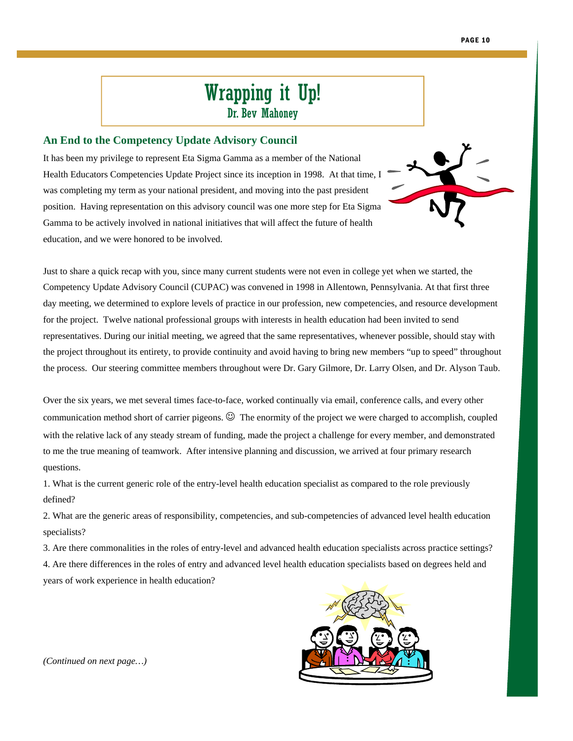# Wrapping it Up!

## Dr. Bev Mahoney

### An End to the Competency Update Advisory Council

It has been my privilege to represent Eta Sigma Gamma as a member of the National Health Educators Competencies Update Project since its inception in 1998. At that time, I was completing my term as your national president, and moving into the past president position. Having representation on this advisory council was one more step for Eta Sigma Gamma to be actively involved in national initiatives that will affect the future of health education, and we were honored to be involved.

Just to share a quick recap with you, since many current students were not even in college yet when we started, the Competency Update Advisory Council (CUPAC) was convened in 1998 in Allentown, Pennsylvania. At that first three day meeting, we determined to explore levels of practice in our profession, new competencies, and resource development for the project. Twelve national professional groups with interests in health education had been invited to send representatives. During our initial meeting, we agreed that the same representatives, whenever possible, should stay with the project throughout its entirety, to provide continuity and avoid having to bring new members "up to speed" throughout the process. Our steering committee members throughout were Dr. Gary Gilmore, Dr. Larry Olsen, and Dr. Alyson Taub.

Over the six years, we met several times face-to-face, worked continually via email, conference calls, and every other communication method short of carrier pigeons. ☺ The enormity of the project we were charged to accomplish, coupled with the relative lack of any steady stream of funding, made the project a challenge for every member, and demonstrated to me the true meaning of teamwork. After intensive planning and discussion, we arrived at four primary research questions.

1. What is the current generic role of the entry-level health education specialist as compared to the role previously defined?
2. What are the generic areas of responsibility, competencies, and sub-competencies of advanced level health education specialists?
3. Are there commonalities in the roles of entry-level and advanced health education specialists across practice settings?
4. Are there differences in the roles of entry and advanced level health education specialists based on degrees held and years of work experience in health education?

*(Continued on next page…)*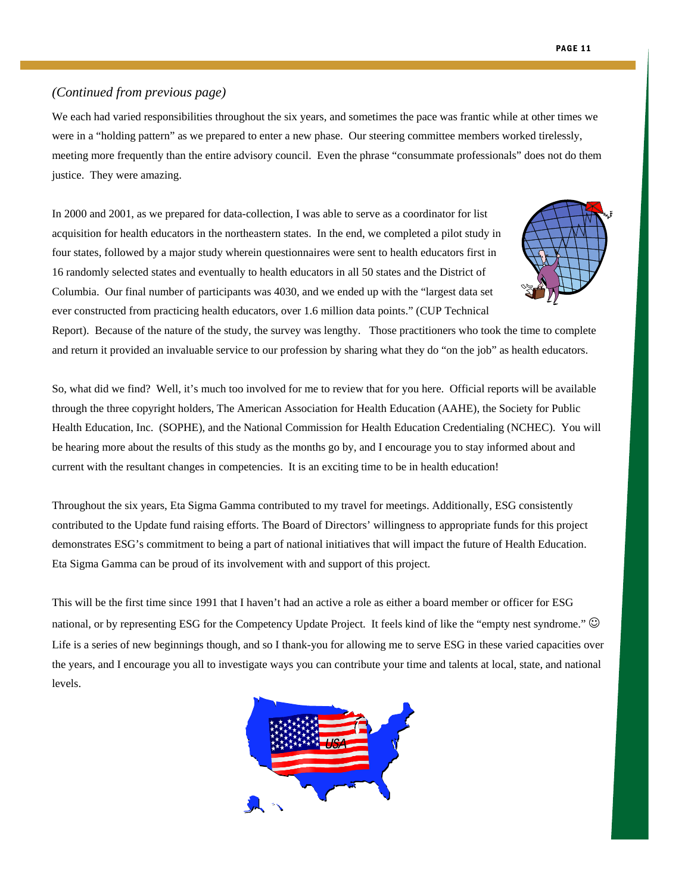*(Continued from previous page)*

We each had varied responsibilities throughout the six years, and sometimes the pace was frantic while at other times we were in a "holding pattern" as we prepared to enter a new phase. Our steering committee members worked tirelessly, meeting more frequently than the entire advisory council. Even the phrase "consummate professionals" does not do them justice. They were amazing.

In 2000 and 2001, as we prepared for data-collection, I was able to serve as a coordinator for list acquisition for health educators in the northeastern states. In the end, we completed a pilot study in four states, followed by a major study wherein questionnaires were sent to health educators first in 16 randomly selected states and eventually to health educators in all 50 states and the District of Columbia. Our final number of participants was 4030, and we ended up with the "largest data set ever constructed from practicing health educators, over 1.6 million data points." (CUP Technical Report). Because of the nature of the study, the survey was lengthy. Those practitioners who took the time to complete and return it provided an invaluable service to our profession by sharing what they do "on the job" as health educators.

So, what did we find? Well, it's much too involved for me to review that for you here. Official reports will be available through the three copyright holders, The American Association for Health Education (AAHE), the Society for Public Health Education, Inc. (SOPHE), and the National Commission for Health Education Credentialing (NCHEC). You will be hearing more about the results of this study as the months go by, and I encourage you to stay informed about and current with the resultant changes in competencies. It is an exciting time to be in health education!

Throughout the six years, Eta Sigma Gamma contributed to my travel for meetings. Additionally, ESG consistently contributed to the Update fund raising efforts. The Board of Directors' willingness to appropriate funds for this project demonstrates ESG's commitment to being a part of national initiatives that will impact the future of Health Education. Eta Sigma Gamma can be proud of its involvement with and support of this project.

This will be the first time since 1991 that I haven't had an active a role as either a board member or officer for ESG national, or by representing ESG for the Competency Update Project. It feels kind of like the "empty nest syndrome." ☺ Life is a series of new beginnings though, and so I thank-you for allowing me to serve ESG in these varied capacities over the years, and I encourage you all to investigate ways you can contribute your time and talents at local, state, and national levels.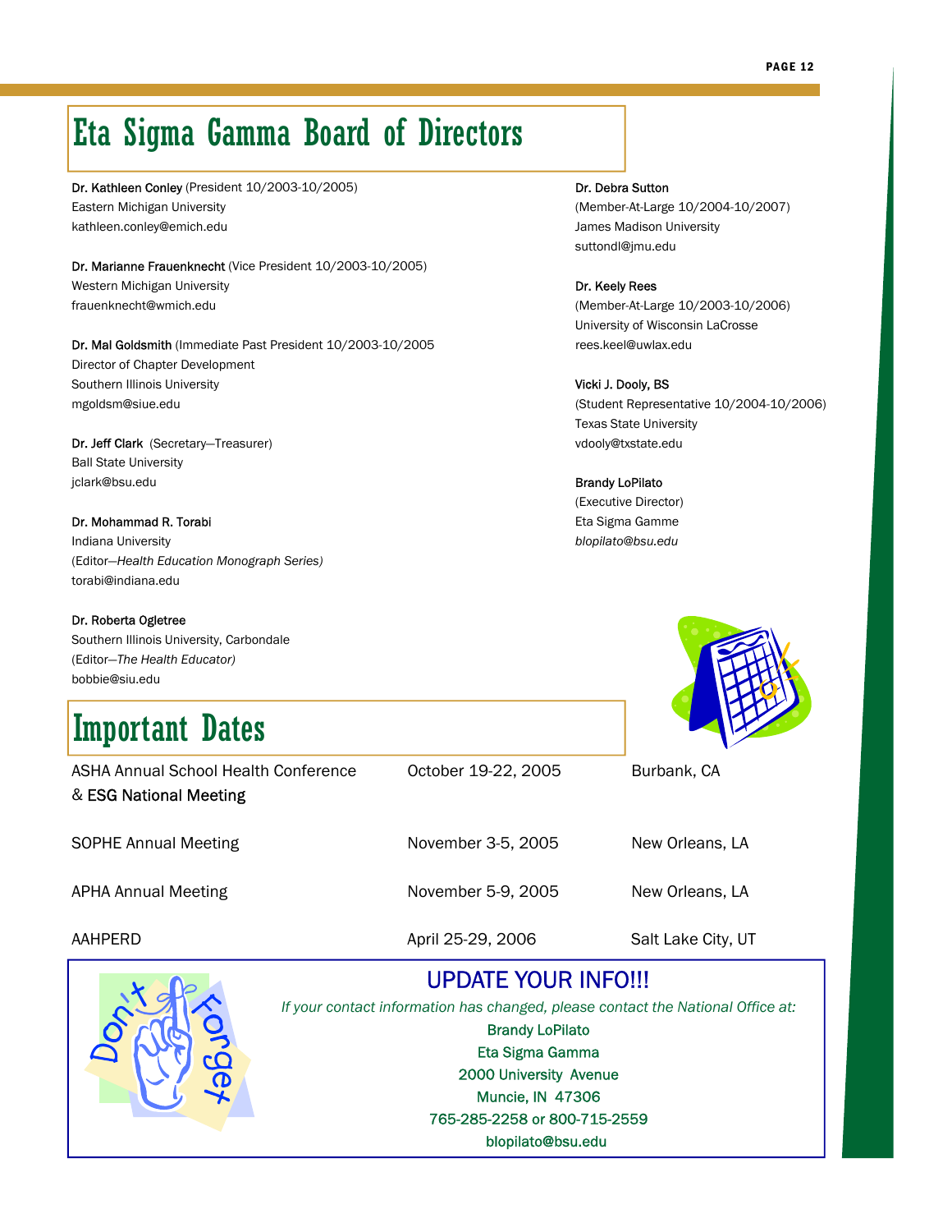# Eta Sigma Gamma Board of Directors

**Dr. Kathleen Conley** (President 10/2003-10/2005)
Eastern Michigan University
kathleen.conley@emich.edu

**Dr. Marianne Frauenknecht** (Vice President 10/2003-10/2005)
Western Michigan University
frauenknecht@wmich.edu

**Dr. Mal Goldsmith** (Immediate Past President 10/2003-10/2005
Director of Chapter Development
Southern Illinois University
mgoldsm@siue.edu

**Dr. Jeff Clark** (Secretary—Treasurer)
Ball State University
jclark@bsu.edu

**Dr. Mohammad R. Torabi**
Indiana University
(Editor—*Health Education Monograph Series)*
torabi@indiana.edu

**Dr. Roberta Ogletree**
Southern Illinois University, Carbondale
(Editor—*The Health Educator)*
bobbie@siu.edu

**Dr. Debra Sutton**
(Member-At-Large 10/2004-10/2007)
James Madison University
suttondl@jmu.edu

**Dr. Keely Rees**
(Member-At-Large 10/2003-10/2006)
University of Wisconsin LaCrosse
rees.keel@uwlax.edu

**Vicki J. Dooly, BS**
(Student Representative 10/2004-10/2006)
Texas State University
vdooly@txstate.edu

**Brandy LoPilato**
(Executive Director)
Eta Sigma Gamme
*blopilato@bsu.edu*

# Important Dates

| | | |
|---|---|---|
| ASHA Annual School Health Conference & ESG National Meeting | October 19-22, 2005 | Burbank, CA |
| SOPHE Annual Meeting | November 3-5, 2005 | New Orleans, LA |
| APHA Annual Meeting | November 5-9, 2005 | New Orleans, LA |
| AAHPERD | April 25-29, 2006 | Salt Lake City, UT |

## UPDATE YOUR INFO!!!

*If your contact information has changed, please contact the National Office at:*

Brandy LoPilato
Eta Sigma Gamma
2000 University Avenue
Muncie, IN 47306
765-285-2258 or 800-715-2559
blopilato@bsu.edu